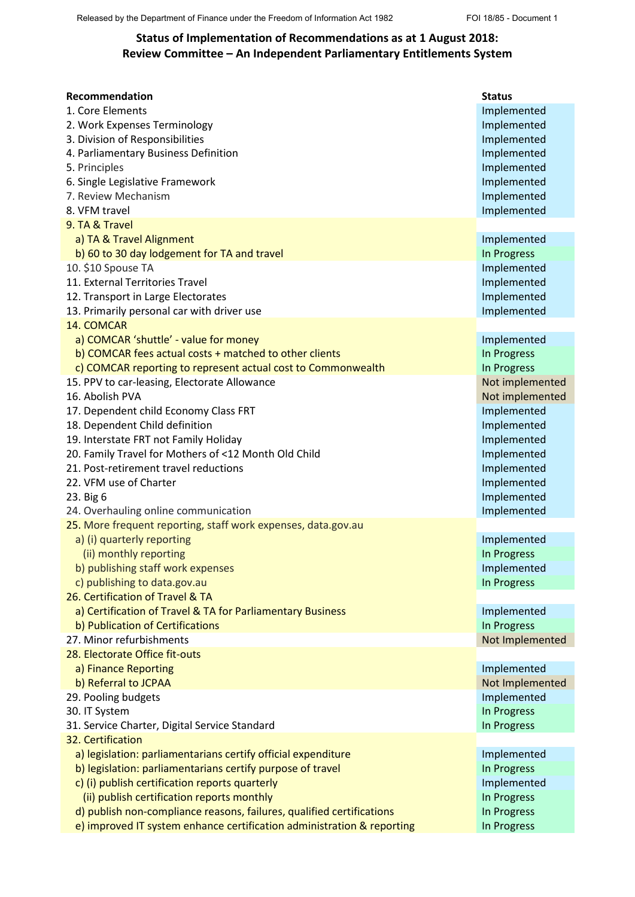## Status of Implementation of Recommendations as at 1 August 2018: Review Committee – An Independent Parliamentary Entitlements System

| Recommendation | Status |
| --- | --- |
| 1. Core Elements | Implemented |
| 2. Work Expenses Terminology | Implemented |
| 3. Division of Responsibilities | Implemented |
| 4. Parliamentary Business Definition | Implemented |
| 5. Principles | Implemented |
| 6. Single Legislative Framework | Implemented |
| 7. Review Mechanism | Implemented |
| 8. VFM travel | Implemented |
| 9. TA & Travel | |
| a) TA & Travel Alignment | Implemented |
| b) 60 to 30 day lodgement for TA and travel | In Progress |
| 10. $10 Spouse TA | Implemented |
| 11. External Territories Travel | Implemented |
| 12. Transport in Large Electorates | Implemented |
| 13. Primarily personal car with driver use | Implemented |
| 14. COMCAR | |
| a) COMCAR 'shuttle' - value for money | Implemented |
| b) COMCAR fees actual costs + matched to other clients | In Progress |
| c) COMCAR reporting to represent actual cost to Commonwealth | In Progress |
| 15. PPV to car-leasing, Electorate Allowance | Not implemented |
| 16. Abolish PVA | Not implemented |
| 17. Dependent child Economy Class FRT | Implemented |
| 18. Dependent Child definition | Implemented |
| 19. Interstate FRT not Family Holiday | Implemented |
| 20. Family Travel for Mothers of <12 Month Old Child | Implemented |
| 21. Post-retirement travel reductions | Implemented |
| 22. VFM use of Charter | Implemented |
| 23. Big 6 | Implemented |
| 24. Overhauling online communication | Implemented |
| 25. More frequent reporting, staff work expenses, data.gov.au | |
| a) (i) quarterly reporting | Implemented |
| (ii) monthly reporting | In Progress |
| b) publishing staff work expenses | Implemented |
| c) publishing to data.gov.au | In Progress |
| 26. Certification of Travel & TA | |
| a) Certification of Travel & TA for Parliamentary Business | Implemented |
| b) Publication of Certifications | In Progress |
| 27. Minor refurbishments | Not Implemented |
| 28. Electorate Office fit-outs | |
| a) Finance Reporting | Implemented |
| b) Referral to JCPAA | Not Implemented |
| 29. Pooling budgets | Implemented |
| 30. IT System | In Progress |
| 31. Service Charter, Digital Service Standard | In Progress |
| 32. Certification | |
| a) legislation: parliamentarians certify official expenditure | Implemented |
| b) legislation: parliamentarians certify purpose of travel | In Progress |
| c) (i) publish certification reports quarterly | Implemented |
| (ii) publish certification reports monthly | In Progress |
| d) publish non-compliance reasons, failures, qualified certifications | In Progress |
| e) improved IT system enhance certification administration & reporting | In Progress |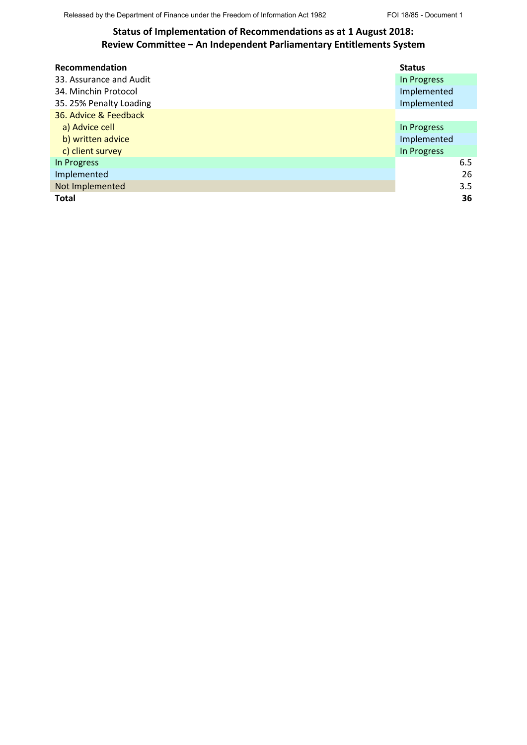## Status of Implementation of Recommendations as at 1 August 2018: Review Committee – An Independent Parliamentary Entitlements System

| Recommendation | Status |
|---|---|
| 33. Assurance and Audit | In Progress |
| 34. Minchin Protocol | Implemented |
| 35. 25% Penalty Loading | Implemented |
| 36. Advice & Feedback | |
| a) Advice cell | In Progress |
| b) written advice | Implemented |
| c) client survey | In Progress |
| In Progress | 6.5 |
| Implemented | 26 |
| Not Implemented | 3.5 |
| **Total** | **36** |